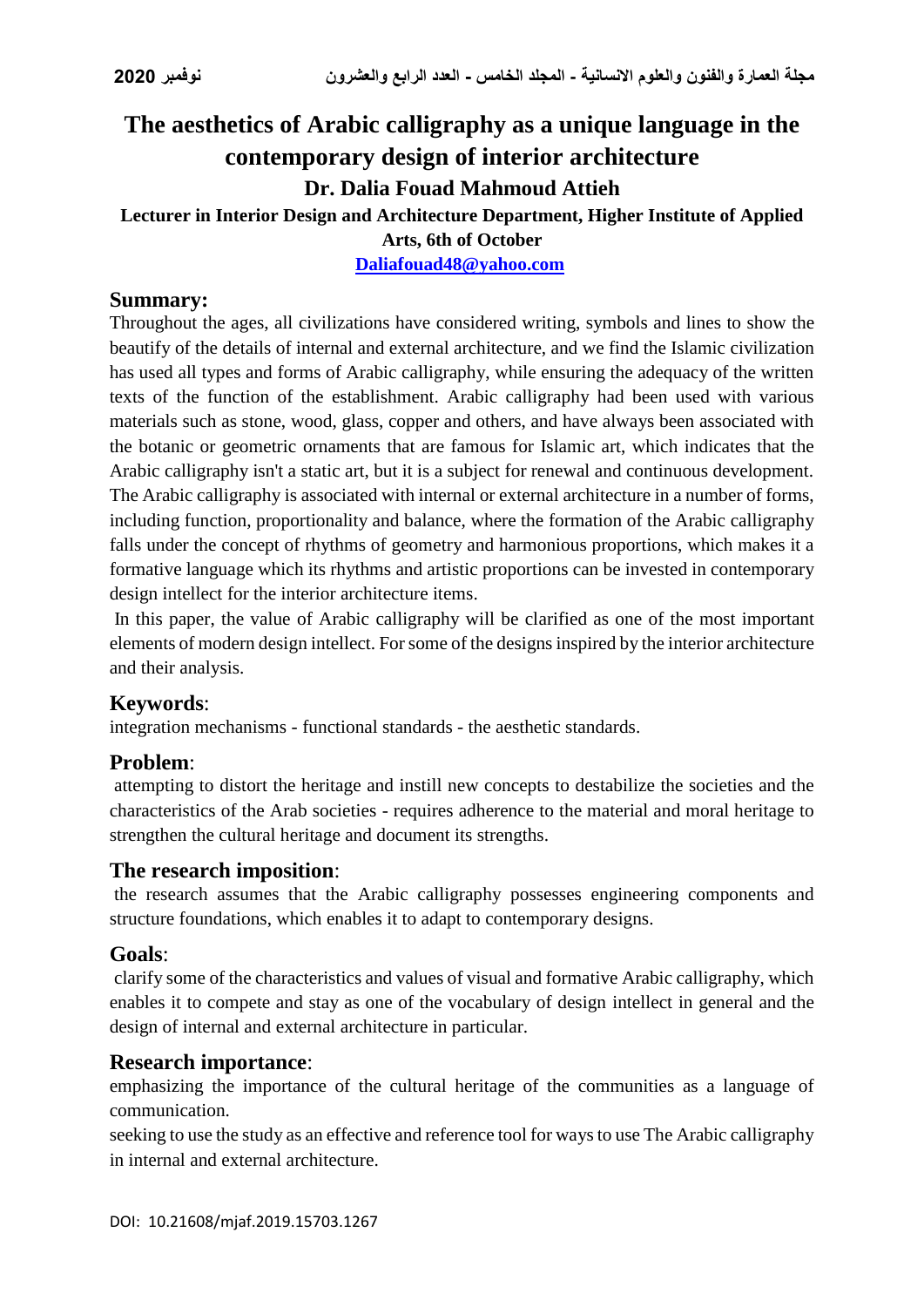# The aesthetics of Arabic calligraphy as a unique language in the contemporary design of interior architecture

**Dr. Dalia Fouad Mahmoud Attieh**

**Lecturer in Interior Design and Architecture Department, Higher Institute of Applied Arts, 6th of October**

**Daliafouad48@yahoo.com**

## Summary:

Throughout the ages, all civilizations have considered writing, symbols and lines to show the beautify of the details of internal and external architecture, and we find the Islamic civilization has used all types and forms of Arabic calligraphy, while ensuring the adequacy of the written texts of the function of the establishment. Arabic calligraphy had been used with various materials such as stone, wood, glass, copper and others, and have always been associated with the botanic or geometric ornaments that are famous for Islamic art, which indicates that the Arabic calligraphy isn't a static art, but it is a subject for renewal and continuous development. The Arabic calligraphy is associated with internal or external architecture in a number of forms, including function, proportionality and balance, where the formation of the Arabic calligraphy falls under the concept of rhythms of geometry and harmonious proportions, which makes it a formative language which its rhythms and artistic proportions can be invested in contemporary design intellect for the interior architecture items.

In this paper, the value of Arabic calligraphy will be clarified as one of the most important elements of modern design intellect. For some of the designs inspired by the interior architecture and their analysis.

## Keywords:

integration mechanisms - functional standards - the aesthetic standards.

## Problem:

attempting to distort the heritage and instill new concepts to destabilize the societies and the characteristics of the Arab societies - requires adherence to the material and moral heritage to strengthen the cultural heritage and document its strengths.

## The research imposition:

the research assumes that the Arabic calligraphy possesses engineering components and structure foundations, which enables it to adapt to contemporary designs.

## Goals:

clarify some of the characteristics and values of visual and formative Arabic calligraphy, which enables it to compete and stay as one of the vocabulary of design intellect in general and the design of internal and external architecture in particular.

## Research importance:

emphasizing the importance of the cultural heritage of the communities as a language of communication.

seeking to use the study as an effective and reference tool for ways to use The Arabic calligraphy in internal and external architecture.

DOI: 10.21608/mjaf.2019.15703.1267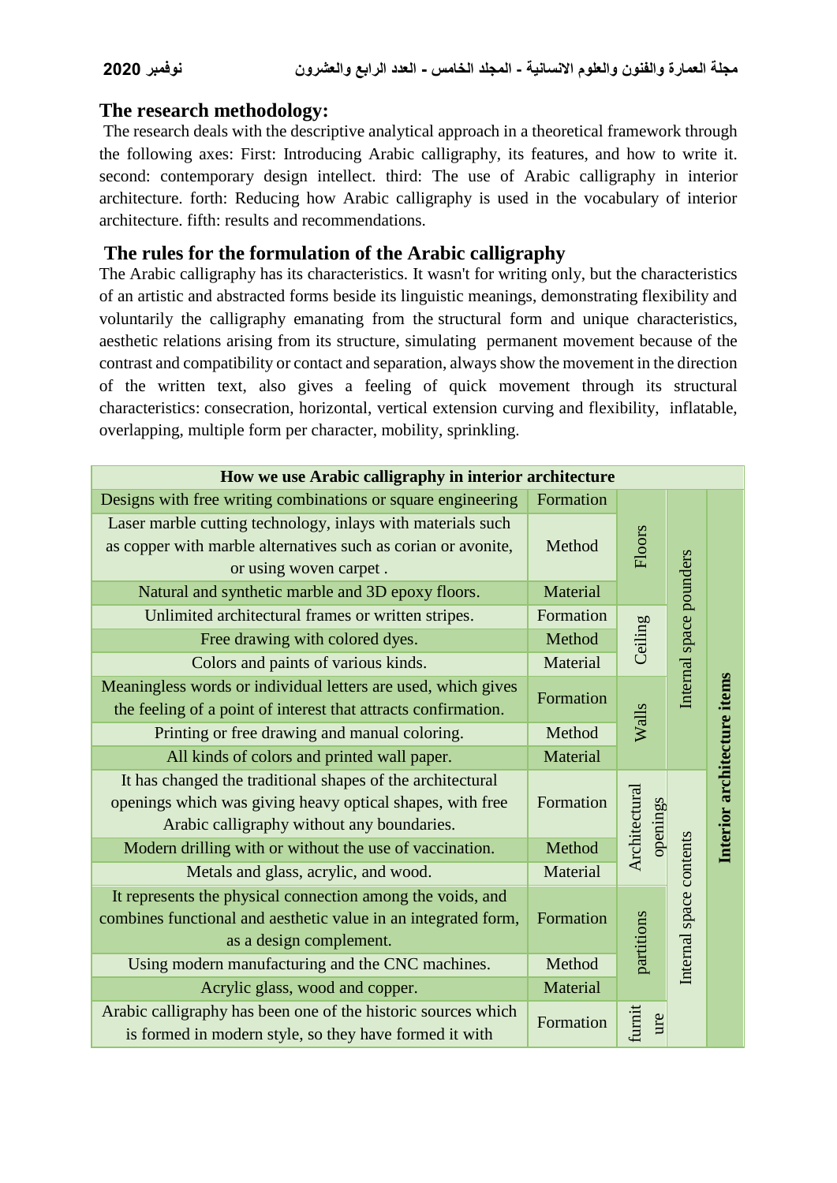## The research methodology:

The research deals with the descriptive analytical approach in a theoretical framework through the following axes: First: Introducing Arabic calligraphy, its features, and how to write it. second: contemporary design intellect. third: The use of Arabic calligraphy in interior architecture. forth: Reducing how Arabic calligraphy is used in the vocabulary of interior architecture. fifth: results and recommendations.

## The rules for the formulation of the Arabic calligraphy

The Arabic calligraphy has its characteristics. It wasn't for writing only, but the characteristics of an artistic and abstracted forms beside its linguistic meanings, demonstrating flexibility and voluntarily the calligraphy emanating from the structural form and unique characteristics, aesthetic relations arising from its structure, simulating permanent movement because of the contrast and compatibility or contact and separation, always show the movement in the direction of the written text, also gives a feeling of quick movement through its structural characteristics: consecration, horizontal, vertical extension curving and flexibility, inflatable, overlapping, multiple form per character, mobility, sprinkling.

| How we use Arabic calligraphy in interior architecture | | | | |
|---|---|---|---|---|
| Designs with free writing combinations or square engineering | Formation | Floors | Internal space pounders | Interior architecture items |
| Laser marble cutting technology, inlays with materials such as copper with marble alternatives such as corian or avonite, or using woven carpet . | Method | | | |
| Natural and synthetic marble and 3D epoxy floors. | Material | | | |
| Unlimited architectural frames or written stripes. | Formation | Ceiling | | |
| Free drawing with colored dyes. | Method | | | |
| Colors and paints of various kinds. | Material | | | |
| Meaningless words or individual letters are used, which gives the feeling of a point of interest that attracts confirmation. | Formation | Walls | | |
| Printing or free drawing and manual coloring. | Method | | | |
| All kinds of colors and printed wall paper. | Material | | | |
| It has changed the traditional shapes of the architectural openings which was giving heavy optical shapes, with free Arabic calligraphy without any boundaries. | Formation | Architectural openings | Internal space contents | |
| Modern drilling with or without the use of vaccination. | Method | | | |
| Metals and glass, acrylic, and wood. | Material | | | |
| It represents the physical connection among the voids, and combines functional and aesthetic value in an integrated form, as a design complement. | Formation | partitions | | |
| Using modern manufacturing and the CNC machines. | Method | | | |
| Acrylic glass, wood and copper. | Material | | | |
| Arabic calligraphy has been one of the historic sources which is formed in modern style, so they have formed it with | Formation | furniture | | |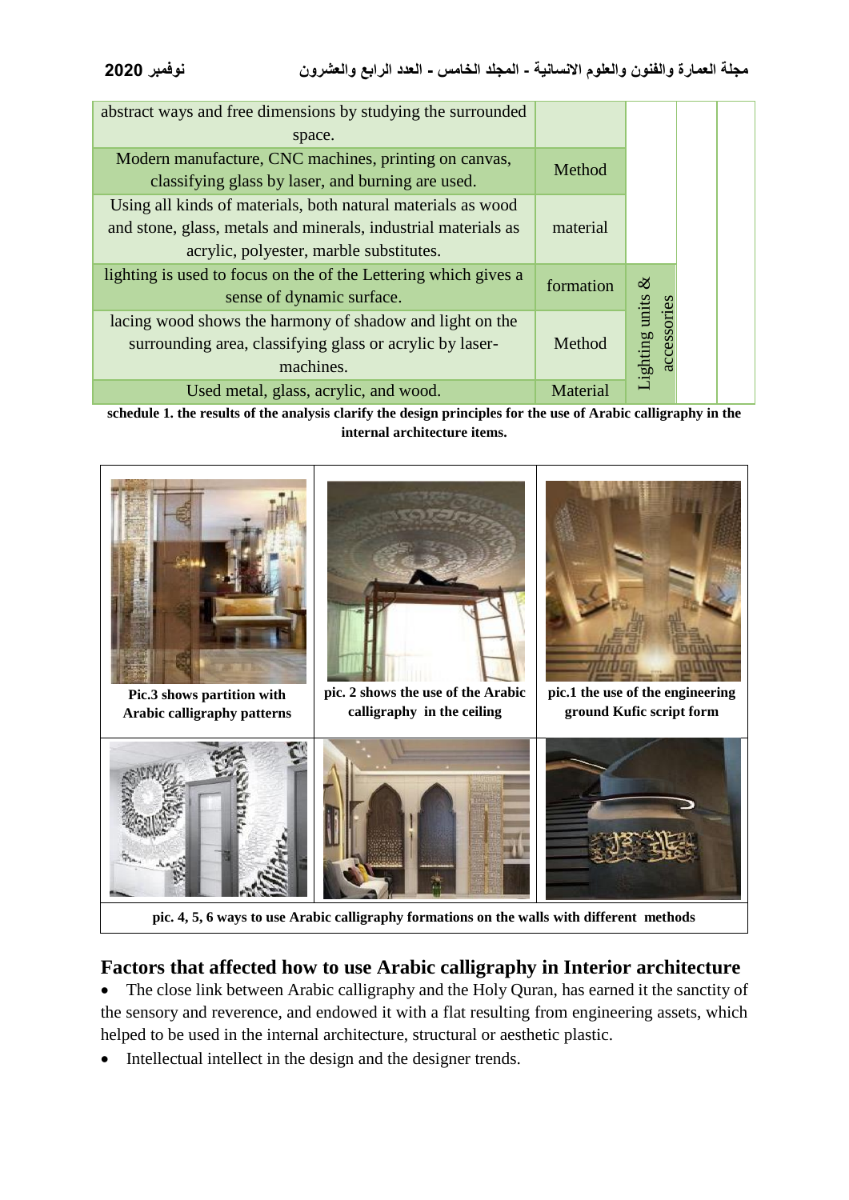| | | | | |
|---|---|---|---|---|
| abstract ways and free dimensions by studying the surrounded space. | | | | |
| Modern manufacture, CNC machines, printing on canvas, classifying glass by laser, and burning are used. | Method | | | |
| Using all kinds of materials, both natural materials as wood and stone, glass, metals and minerals, industrial materials as acrylic, polyester, marble substitutes. | material | | | |
| lighting is used to focus on the of the Lettering which gives a sense of dynamic surface. | formation | Lighting units & accessories | | |
| lacing wood shows the harmony of shadow and light on the surrounding area, classifying glass or acrylic by laser-machines. | Method | | | |
| Used metal, glass, acrylic, and wood. | Material | | | |

**schedule 1. the results of the analysis clarify the design principles for the use of Arabic calligraphy in the internal architecture items.**

**Pic.3 shows partition with Arabic calligraphy patterns**

**pic. 2 shows the use of the Arabic calligraphy in the ceiling**

**pic.1 the use of the engineering ground Kufic script form**

**pic. 4, 5, 6 ways to use Arabic calligraphy formations on the walls with different methods**

## Factors that affected how to use Arabic calligraphy in Interior architecture

- The close link between Arabic calligraphy and the Holy Quran, has earned it the sanctity of the sensory and reverence, and endowed it with a flat resulting from engineering assets, which helped to be used in the internal architecture, structural or aesthetic plastic.
- Intellectual intellect in the design and the designer trends.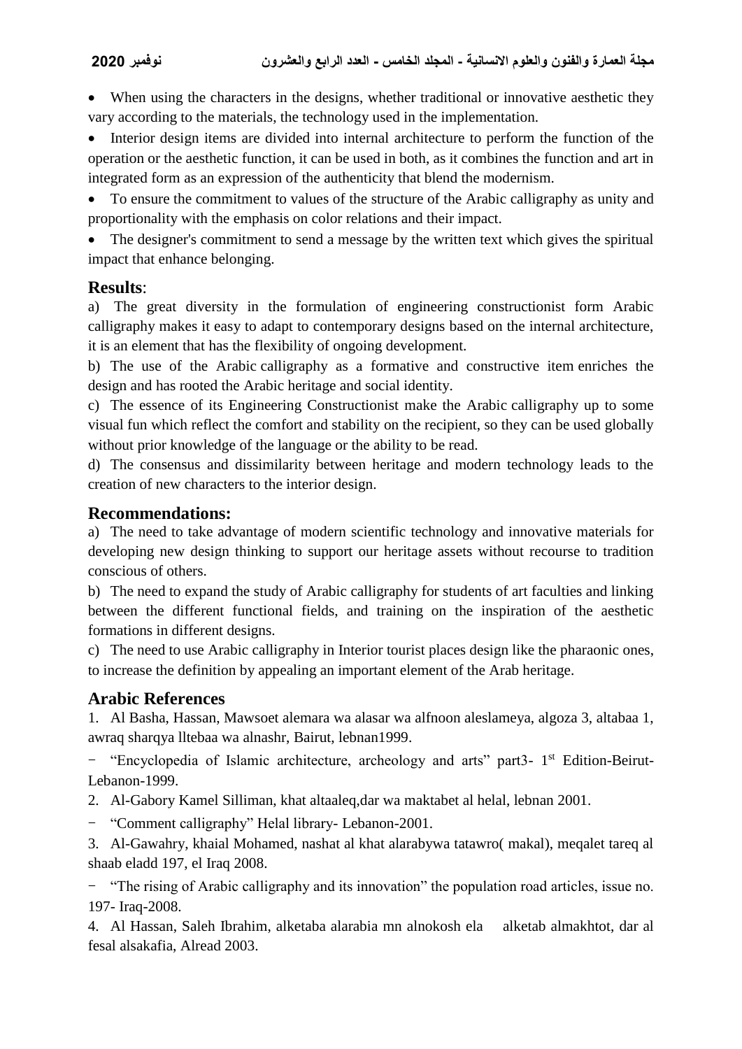- When using the characters in the designs, whether traditional or innovative aesthetic they vary according to the materials, the technology used in the implementation.
- Interior design items are divided into internal architecture to perform the function of the operation or the aesthetic function, it can be used in both, as it combines the function and art in integrated form as an expression of the authenticity that blend the modernism.
- To ensure the commitment to values of the structure of the Arabic calligraphy as unity and proportionality with the emphasis on color relations and their impact.
- The designer's commitment to send a message by the written text which gives the spiritual impact that enhance belonging.

## **Results**:

a) The great diversity in the formulation of engineering constructionist form Arabic calligraphy makes it easy to adapt to contemporary designs based on the internal architecture, it is an element that has the flexibility of ongoing development.

b) The use of the Arabic calligraphy as a formative and constructive item enriches the design and has rooted the Arabic heritage and social identity.

c) The essence of its Engineering Constructionist make the Arabic calligraphy up to some visual fun which reflect the comfort and stability on the recipient, so they can be used globally without prior knowledge of the language or the ability to be read.

d) The consensus and dissimilarity between heritage and modern technology leads to the creation of new characters to the interior design.

## **Recommendations:**

a) The need to take advantage of modern scientific technology and innovative materials for developing new design thinking to support our heritage assets without recourse to tradition conscious of others.

b) The need to expand the study of Arabic calligraphy for students of art faculties and linking between the different functional fields, and training on the inspiration of the aesthetic formations in different designs.

c) The need to use Arabic calligraphy in Interior tourist places design like the pharaonic ones, to increase the definition by appealing an important element of the Arab heritage.

## **Arabic References**

1. Al Basha, Hassan, Mawsoet alemara wa alasar wa alfnoon aleslameya, algoza 3, altabaa 1, awraq sharqya lltebaa wa alnashr, Bairut, lebnan1999.

- "Encyclopedia of Islamic architecture, archeology and arts" part3- 1st Edition-Beirut-Lebanon-1999.

2. Al-Gabory Kamel Silliman, khat altaaleq,dar wa maktabet al helal, lebnan 2001.

- "Comment calligraphy" Helal library- Lebanon-2001.

3. Al-Gawahry, khaial Mohamed, nashat al khat alarabywa tatawro( makal), meqalet tareq al shaab eladd 197, el Iraq 2008.

- "The rising of Arabic calligraphy and its innovation" the population road articles, issue no. 197- Iraq-2008.

4. Al Hassan, Saleh Ibrahim, alketaba alarabia mn alnokosh ela alketab almakhtot, dar al fesal alsakafia, Alread 2003.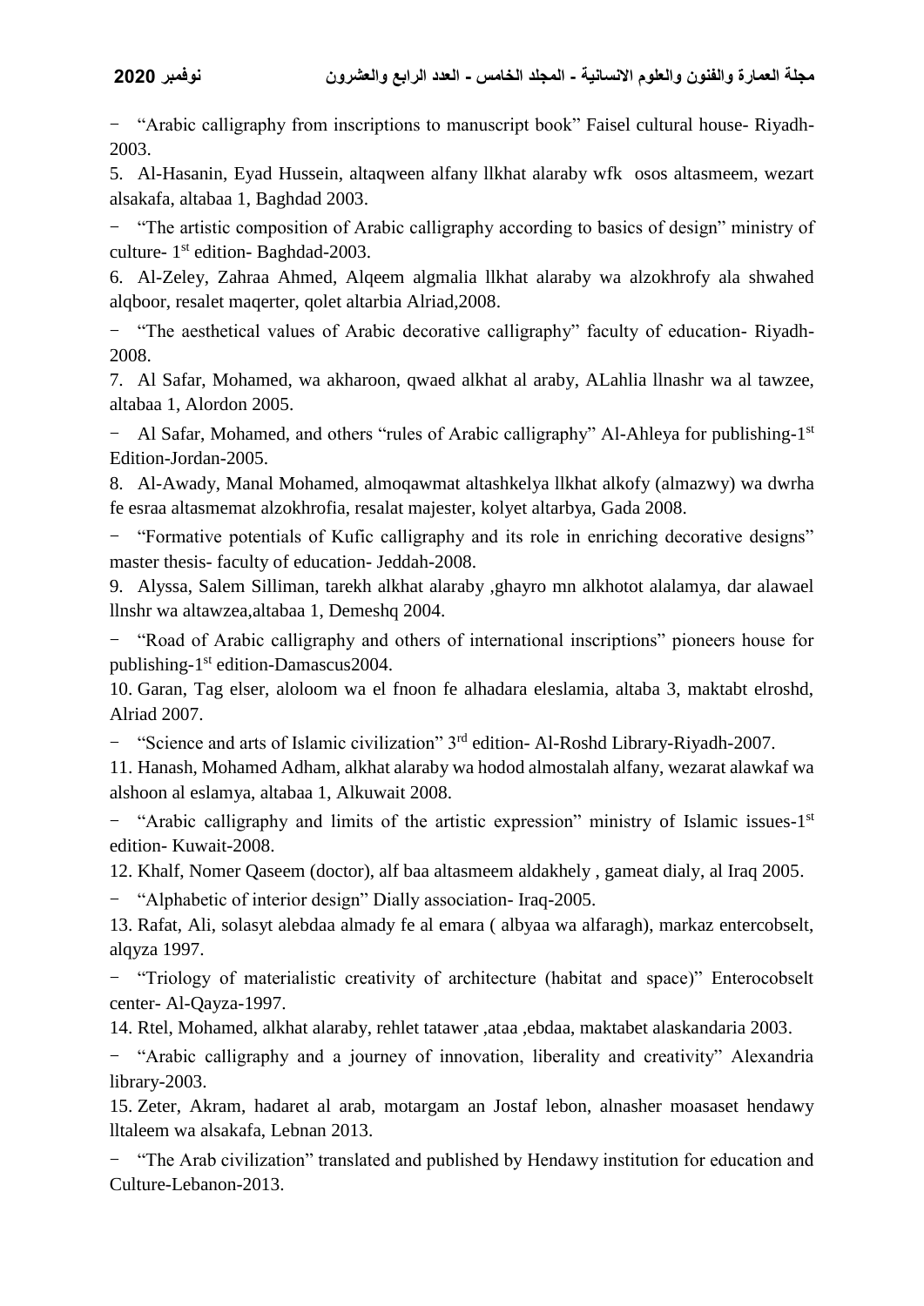- "Arabic calligraphy from inscriptions to manuscript book" Faisel cultural house- Riyadh-2003.

5. Al-Hasanin, Eyad Hussein, altaqween alfany llkhat alaraby wfk osos altasmeem, wezart alsakafa, altabaa 1, Baghdad 2003.

- "The artistic composition of Arabic calligraphy according to basics of design" ministry of culture- 1st edition- Baghdad-2003.

6. Al-Zeley, Zahraa Ahmed, Alqeem algmalia llkhat alaraby wa alzokhrofy ala shwahed alqboor, resalet maqerter, qolet altarbia Alriad,2008.

- "The aesthetical values of Arabic decorative calligraphy" faculty of education- Riyadh-2008.

7. Al Safar, Mohamed, wa akharoon, qwaed alkhat al araby, ALahlia llnashr wa al tawzee, altabaa 1, Alordon 2005.

- Al Safar, Mohamed, and others "rules of Arabic calligraphy" Al-Ahleya for publishing-1st Edition-Jordan-2005.

8. Al-Awady, Manal Mohamed, almoqawmat altashkelya llkhat alkofy (almazwy) wa dwrha fe esraa altasmemat alzokhrofia, resalat majester, kolyet altarbya, Gada 2008.

- "Formative potentials of Kufic calligraphy and its role in enriching decorative designs" master thesis- faculty of education- Jeddah-2008.

9. Alyssa, Salem Silliman, tarekh alkhat alaraby ,ghayro mn alkhotot alalamya, dar alawael llnshr wa altawzea,altabaa 1, Demeshq 2004.

- "Road of Arabic calligraphy and others of international inscriptions" pioneers house for publishing-1st edition-Damascus2004.

10. Garan, Tag elser, aloloom wa el fnoon fe alhadara eleslamia, altaba 3, maktabt elroshd, Alriad 2007.

- "Science and arts of Islamic civilization" 3rd edition- Al-Roshd Library-Riyadh-2007.

11. Hanash, Mohamed Adham, alkhat alaraby wa hodod almostalah alfany, wezarat alawkaf wa alshoon al eslamya, altabaa 1, Alkuwait 2008.

- "Arabic calligraphy and limits of the artistic expression" ministry of Islamic issues-1st edition- Kuwait-2008.

12. Khalf, Nomer Qaseem (doctor), alf baa altasmeem aldakhely , gameat dialy, al Iraq 2005.

- "Alphabetic of interior design" Dially association- Iraq-2005.

13. Rafat, Ali, solasyt alebdaa almady fe al emara ( albyaa wa alfaragh), markaz entercobselt, alqyza 1997.

- "Triology of materialistic creativity of architecture (habitat and space)" Enterocobselt center- Al-Qayza-1997.

14. Rtel, Mohamed, alkhat alaraby, rehlet tatawer ,ataa ,ebdaa, maktabet alaskandaria 2003.

- "Arabic calligraphy and a journey of innovation, liberality and creativity" Alexandria library-2003.

15. Zeter, Akram, hadaret al arab, motargam an Jostaf lebon, alnasher moasaset hendawy lltaleem wa alsakafa, Lebnan 2013.

- "The Arab civilization" translated and published by Hendawy institution for education and Culture-Lebanon-2013.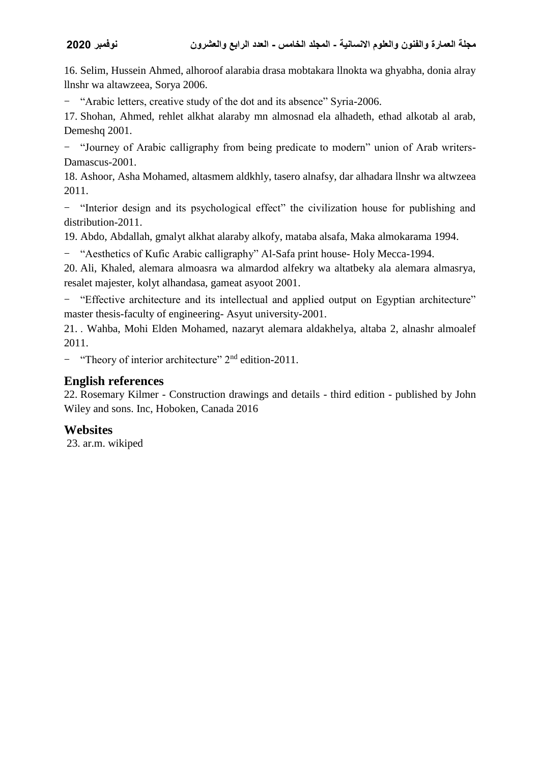16. Selim, Hussein Ahmed, alhoroof alarabia drasa mobtakara llnokta wa ghyabha, donia alray llnshr wa altawzeea, Sorya 2006.

- “Arabic letters, creative study of the dot and its absence” Syria-2006.

17. Shohan, Ahmed, rehlet alkhat alaraby mn almosnad ela alhadeth, ethad alkotab al arab, Demeshq 2001.

- “Journey of Arabic calligraphy from being predicate to modern” union of Arab writers-Damascus-2001.

18. Ashoor, Asha Mohamed, altasmem aldkhly, tasero alnafsy, dar alhadara llnshr wa altwzeea 2011.

- “Interior design and its psychological effect” the civilization house for publishing and distribution-2011.

19. Abdo, Abdallah, gmalyt alkhat alaraby alkofy, mataba alsafa, Maka almokarama 1994.

- “Aesthetics of Kufic Arabic calligraphy” Al-Safa print house- Holy Mecca-1994.

20. Ali, Khaled, alemara almoasra wa almardod alfekry wa altatbeky ala alemara almasrya, resalet majester, kolyt alhandasa, gameat asyoot 2001.

- “Effective architecture and its intellectual and applied output on Egyptian architecture” master thesis-faculty of engineering- Asyut university-2001.

21. . Wahba, Mohi Elden Mohamed, nazaryt alemara aldakhelya, altaba 2, alnashr almoalef 2011.

- “Theory of interior architecture” 2nd edition-2011.

## English references

22. Rosemary Kilmer - Construction drawings and details - third edition - published by John Wiley and sons. Inc, Hoboken, Canada 2016

## Websites

23. ar.m. wikiped